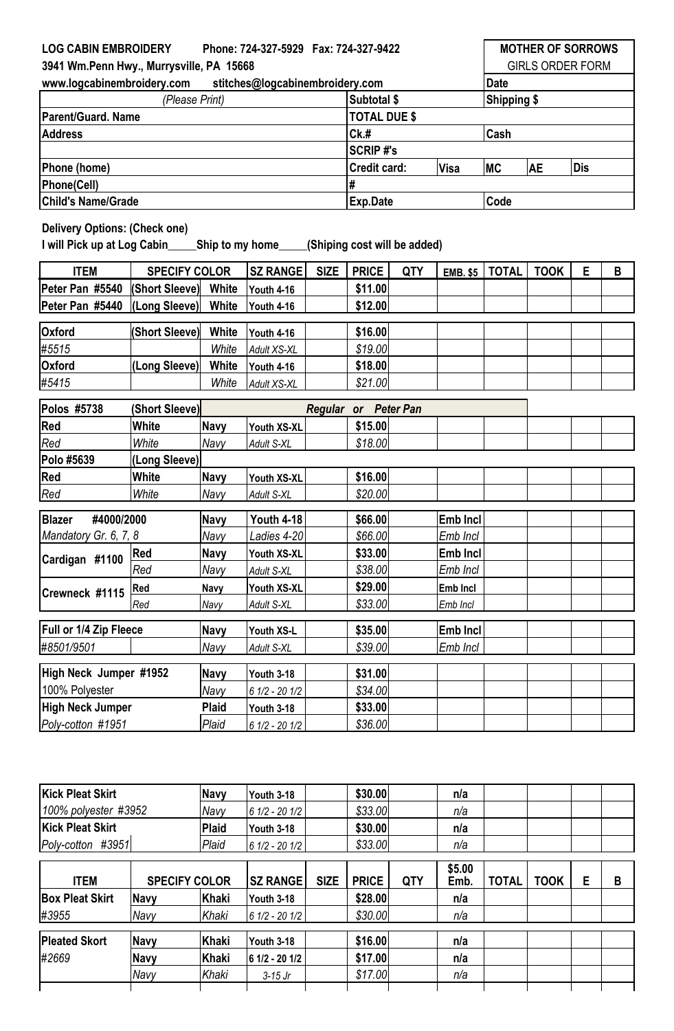**LOG CABIN EMBROIDERY** Phone: 724-327-5929 Fax: 724-327-9422
3941 Wm.Penn Hwy., Murrysville, PA 15668
www.logcabinembroidery.com stitches@logcabinembroidery.com

**MOTHER OF SORROWS**
GIRLS ORDER FORM

| (Please Print) | | | | | | |
|---|---|---|---|---|---|---|
| | | | | Date | | |
| | Subtotal $ | | | Shipping $ | | |
| Parent/Guard. Name | TOTAL DUE $ | | | | | |
| Address | Ck.# | | | Cash | | |
| | SCRIP #'s | | | | | |
| Phone (home) | Credit card: | Visa | | MC | AE | Dis |
| Phone(Cell) | # | | | | | |
| Child's Name/Grade | Exp.Date | | | Code | | |

**Delivery Options: (Check one)**

**I will Pick up at Log Cabin_____Ship to my home_____(Shiping cost will be added)**

| ITEM | SPECIFY COLOR | | SZ RANGE | SIZE | PRICE | QTY | EMB. $5 | TOTAL | TOOK | E | B |
|---|---|---|---|---|---|---|---|---|---|---|---|
| Peter Pan #5540 | (Short Sleeve) | White | Youth 4-16 | | $11.00 | | | | | | |
| Peter Pan #5440 | (Long Sleeve) | White | Youth 4-16 | | $12.00 | | | | | | |
| Oxford | (Short Sleeve) | White | Youth 4-16 | | $16.00 | | | | | | |
| #5515 | | White | Adult XS-XL | | $19.00 | | | | | | |
| Oxford | (Long Sleeve) | White | Youth 4-16 | | $18.00 | | | | | | |
| #5415 | | White | Adult XS-XL | | $21.00 | | | | | | |
| Polos #5738 | (Short Sleeve) | | | Regular | or | Peter Pan | | | | | |
| Red | White | Navy | Youth XS-XL | | $15.00 | | | | | | |
| Red | White | Navy | Adult S-XL | | $18.00 | | | | | | |
| Polo #5639 | (Long Sleeve) | | | | | | | | | | |
| Red | White | Navy | Youth XS-XL | | $16.00 | | | | | | |
| Red | White | Navy | Adult S-XL | | $20.00 | | | | | | |
| Blazer #4000/2000 | | Navy | Youth 4-18 | | $66.00 | | Emb Incl | | | | |
| Mandatory Gr. 6, 7, 8 | | Navy | Ladies 4-20 | | $66.00 | | Emb Incl | | | | |
| Cardigan #1100 | Red | Navy | Youth XS-XL | | $33.00 | | Emb Incl | | | | |
| | Red | Navy | Adult S-XL | | $38.00 | | Emb Incl | | | | |
| Crewneck #1115 | Red | Navy | Youth XS-XL | | $29.00 | | Emb Incl | | | | |
| | Red | Navy | Adult S-XL | | $33.00 | | Emb Incl | | | | |
| Full or 1/4 Zip Fleece | | Navy | Youth XS-L | | $35.00 | | Emb Incl | | | | |
| #8501/9501 | | Navy | Adult S-XL | | $39.00 | | Emb Incl | | | | |
| High Neck Jumper #1952 | | Navy | Youth 3-18 | | $31.00 | | | | | | |
| 100% Polyester | | Navy | 6 1/2 - 20 1/2 | | $34.00 | | | | | | |
| High Neck Jumper | | Plaid | Youth 3-18 | | $33.00 | | | | | | |
| Poly-cotton #1951 | | Plaid | 6 1/2 - 20 1/2 | | $36.00 | | | | | | |
| Kick Pleat Skirt | | Navy | Youth 3-18 | | $30.00 | | n/a | | | | |
| 100% polyester #3952 | | Navy | 6 1/2 - 20 1/2 | | $33.00 | | n/a | | | | |
| Kick Pleat Skirt | | Plaid | Youth 3-18 | | $30.00 | | n/a | | | | |
| Poly-cotton #3951 | | Plaid | 6 1/2 - 20 1/2 | | $33.00 | | n/a | | | | |

| ITEM | SPECIFY COLOR | | SZ RANGE | SIZE | PRICE | QTY | $5.00 Emb. | TOTAL | TOOK | E | B |
|---|---|---|---|---|---|---|---|---|---|---|---|
| Box Pleat Skirt | Navy | Khaki | Youth 3-18 | | $28.00 | | n/a | | | | |
| #3955 | Navy | Khaki | 6 1/2 - 20 1/2 | | $30.00 | | n/a | | | | |
| Pleated Skort | Navy | Khaki | Youth 3-18 | | $16.00 | | n/a | | | | |
| #2669 | Navy | Khaki | 6 1/2 - 20 1/2 | | $17.00 | | n/a | | | | |
| | Navy | Khaki | 3-15 Jr | | $17.00 | | n/a | | | | |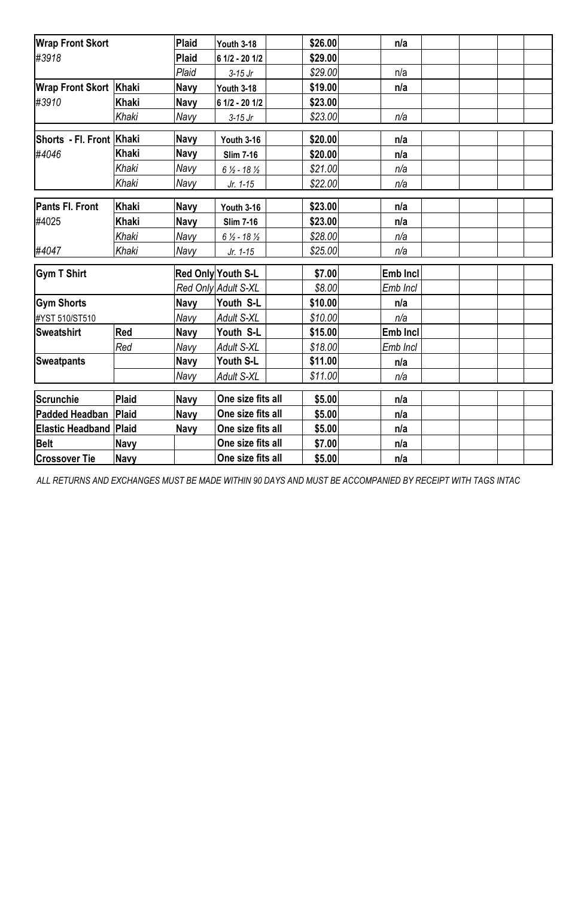| | | | | | | | | | | | |
|---|---|---|---|---|---|---|---|---|---|---|---|
| **Wrap Front Skort** | | **Plaid** | **Youth 3-18** | | **$26.00** | | **n/a** | | | | |
| *#3918* | | **Plaid** | **6 1/2 - 20 1/2** | | **$29.00** | | | | | | |
| | | *Plaid* | *3-15 Jr* | | *$29.00* | | n/a | | | | |
| **Wrap Front Skort** | **Khaki** | **Navy** | **Youth 3-18** | | **$19.00** | | **n/a** | | | | |
| *#3910* | **Khaki** | **Navy** | **6 1/2 - 20 1/2** | | **$23.00** | | | | | | |
| | *Khaki* | *Navy* | *3-15 Jr* | | *$23.00* | | *n/a* | | | | |
| **Shorts - Fl. Front** | **Khaki** | **Navy** | **Youth 3-16** | | **$20.00** | | **n/a** | | | | |
| *#4046* | **Khaki** | **Navy** | **Slim 7-16** | | **$20.00** | | **n/a** | | | | |
| | *Khaki* | *Navy* | *6 ½ - 18 ½* | | *$21.00* | | *n/a* | | | | |
| | *Khaki* | *Navy* | *Jr. 1-15* | | *$22.00* | | *n/a* | | | | |
| **Pants Fl. Front** | **Khaki** | **Navy** | **Youth 3-16** | | **$23.00** | | **n/a** | | | | |
| #4025 | **Khaki** | **Navy** | **Slim 7-16** | | **$23.00** | | **n/a** | | | | |
| | *Khaki* | *Navy* | *6 ½ - 18 ½* | | *$28.00* | | *n/a* | | | | |
| *#4047* | *Khaki* | *Navy* | *Jr. 1-15* | | *$25.00* | | *n/a* | | | | |
| **Gym T Shirt** | | **Red Only** | **Youth S-L** | | **$7.00** | | **Emb Incl** | | | | |
| | | *Red Only* | *Adult S-XL* | | *$8.00* | | *Emb Incl* | | | | |
| **Gym Shorts** | | **Navy** | **Youth S-L** | | **$10.00** | | **n/a** | | | | |
| #YST 510/ST510 | | *Navy* | *Adult S-XL* | | *$10.00* | | *n/a* | | | | |
| **Sweatshirt** | **Red** | **Navy** | **Youth S-L** | | **$15.00** | | **Emb Incl** | | | | |
| | *Red* | *Navy* | *Adult S-XL* | | *$18.00* | | *Emb Incl* | | | | |
| **Sweatpants** | | **Navy** | **Youth S-L** | | **$11.00** | | **n/a** | | | | |
| | | *Navy* | *Adult S-XL* | | *$11.00* | | *n/a* | | | | |
| **Scrunchie** | **Plaid** | **Navy** | **One size fits all** | | **$5.00** | | **n/a** | | | | |
| **Padded Headban** | **Plaid** | **Navy** | **One size fits all** | | **$5.00** | | **n/a** | | | | |
| **Elastic Headband** | **Plaid** | **Navy** | **One size fits all** | | **$5.00** | | **n/a** | | | | |
| **Belt** | **Navy** | | **One size fits all** | | **$7.00** | | **n/a** | | | | |
| **Crossover Tie** | **Navy** | | **One size fits all** | | **$5.00** | | **n/a** | | | | |

*ALL RETURNS AND EXCHANGES MUST BE MADE WITHIN 90 DAYS AND MUST BE ACCOMPANIED BY RECEIPT WITH TAGS INTAC*